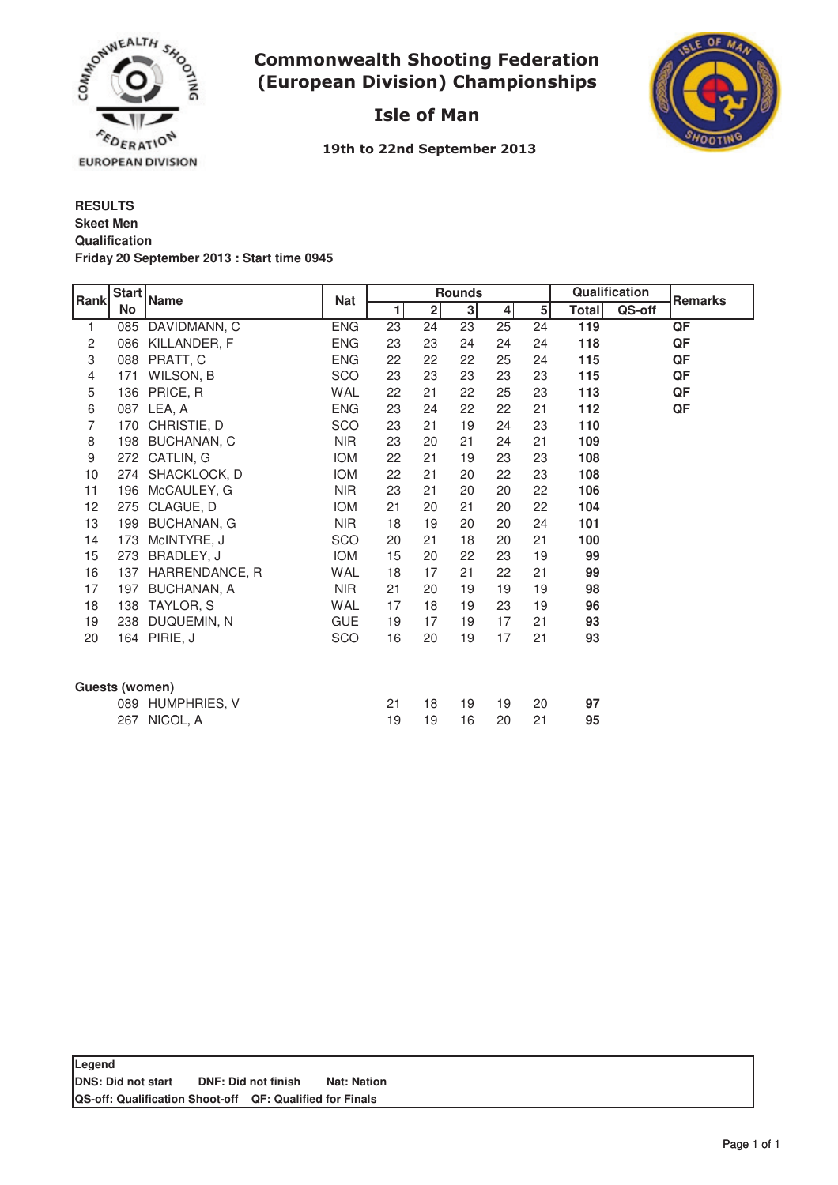# Commonwealth Shooting Federation (European Division) Championships

## Isle of Man

**19th to 22nd September 2013**

**RESULTS**
**Skeet Men**
**Qualification**
**Friday 20 September 2013 : Start time 0945**

| Rank | Start No | Name | Nat | Rounds | | | | | Qualification | | Remarks |
|---|---|---|---|---|---|---|---|---|---|---|---|
| | | | | 1 | 2 | 3 | 4 | 5 | Total | QS-off | |
| 1 | 085 | DAVIDMANN, C | ENG | 23 | 24 | 23 | 25 | 24 | **119** | | **QF** |
| 2 | 086 | KILLANDER, F | ENG | 23 | 23 | 24 | 24 | 24 | **118** | | **QF** |
| 3 | 088 | PRATT, C | ENG | 22 | 22 | 22 | 25 | 24 | **115** | | **QF** |
| 4 | 171 | WILSON, B | SCO | 23 | 23 | 23 | 23 | 23 | **115** | | **QF** |
| 5 | 136 | PRICE, R | WAL | 22 | 21 | 22 | 25 | 23 | **113** | | **QF** |
| 6 | 087 | LEA, A | ENG | 23 | 24 | 22 | 22 | 21 | **112** | | **QF** |
| 7 | 170 | CHRISTIE, D | SCO | 23 | 21 | 19 | 24 | 23 | **110** | | |
| 8 | 198 | BUCHANAN, C | NIR | 23 | 20 | 21 | 24 | 21 | **109** | | |
| 9 | 272 | CATLIN, G | IOM | 22 | 21 | 19 | 23 | 23 | **108** | | |
| 10 | 274 | SHACKLOCK, D | IOM | 22 | 21 | 20 | 22 | 23 | **108** | | |
| 11 | 196 | McCAULEY, G | NIR | 23 | 21 | 20 | 20 | 22 | **106** | | |
| 12 | 275 | CLAGUE, D | IOM | 21 | 20 | 21 | 20 | 22 | **104** | | |
| 13 | 199 | BUCHANAN, G | NIR | 18 | 19 | 20 | 20 | 24 | **101** | | |
| 14 | 173 | McINTYRE, J | SCO | 20 | 21 | 18 | 20 | 21 | **100** | | |
| 15 | 273 | BRADLEY, J | IOM | 15 | 20 | 22 | 23 | 19 | **99** | | |
| 16 | 137 | HARRENDANCE, R | WAL | 18 | 17 | 21 | 22 | 21 | **99** | | |
| 17 | 197 | BUCHANAN, A | NIR | 21 | 20 | 19 | 19 | 19 | **98** | | |
| 18 | 138 | TAYLOR, S | WAL | 17 | 18 | 19 | 23 | 19 | **96** | | |
| 19 | 238 | DUQUEMIN, N | GUE | 19 | 17 | 19 | 17 | 21 | **93** | | |
| 20 | 164 | PIRIE, J | SCO | 16 | 20 | 19 | 17 | 21 | **93** | | |

**Guests (women)**

| Start No | Name | 1 | 2 | 3 | 4 | 5 | Total |
|---|---|---|---|---|---|---|---|
| 089 | HUMPHRIES, V | 21 | 18 | 19 | 19 | 20 | **97** |
| 267 | NICOL, A | 19 | 19 | 16 | 20 | 21 | **95** |

**Legend**
**DNS: Did not start** **DNF: Did not finish** **Nat: Nation**
**QS-off: Qualification Shoot-off** **QF: Qualified for Finals**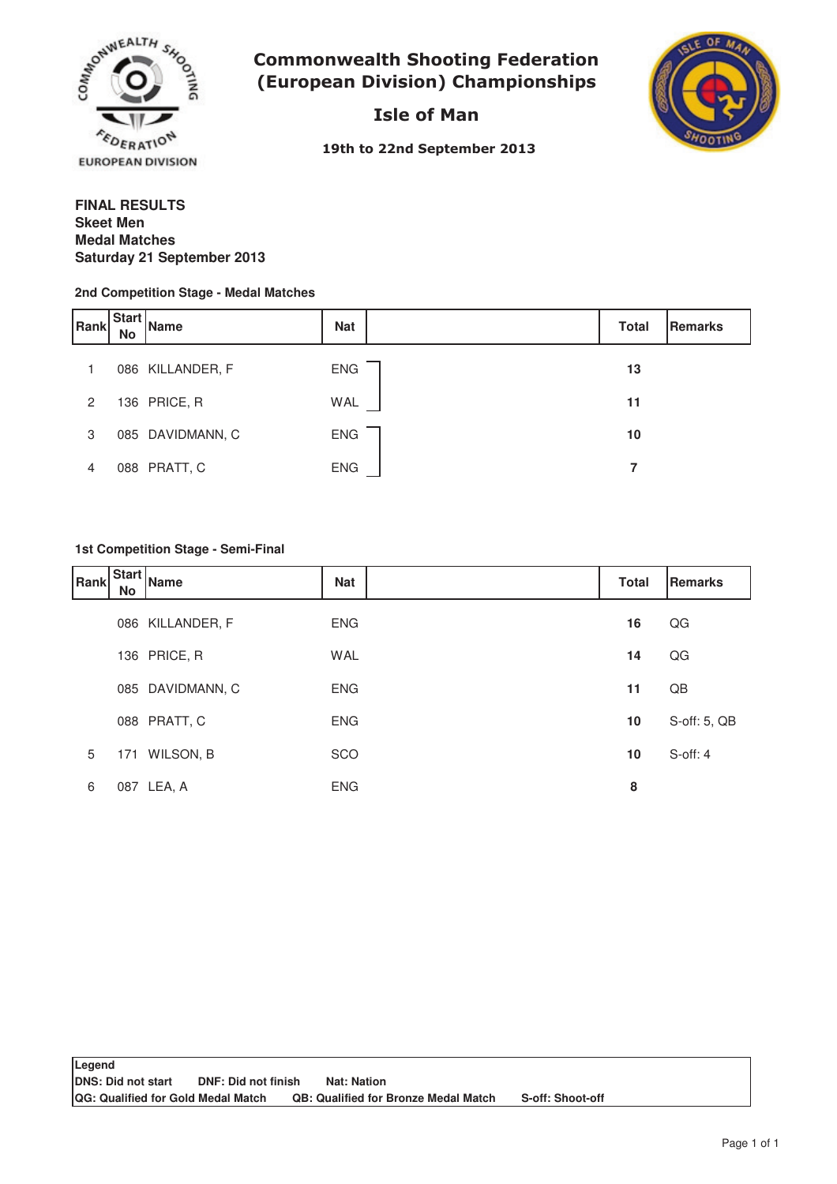# Commonwealth Shooting Federation (European Division) Championships

## Isle of Man

**19th to 22nd September 2013**

**FINAL RESULTS**
**Skeet Men**
**Medal Matches**
**Saturday 21 September 2013**

### 2nd Competition Stage - Medal Matches

| Rank | Start No | Name | Nat | | Total | Remarks |
|---|---|---|---|---|---|---|
| 1 | 086 | KILLANDER, F | ENG | | **13** | |
| 2 | 136 | PRICE, R | WAL | | **11** | |
| 3 | 085 | DAVIDMANN, C | ENG | | **10** | |
| 4 | 088 | PRATT, C | ENG | | **7** | |

### 1st Competition Stage - Semi-Final

| Rank | Start No | Name | Nat | | Total | Remarks |
|---|---|---|---|---|---|---|
| | 086 | KILLANDER, F | ENG | | **16** | QG |
| | 136 | PRICE, R | WAL | | **14** | QG |
| | 085 | DAVIDMANN, C | ENG | | **11** | QB |
| | 088 | PRATT, C | ENG | | **10** | S-off: 5, QB |
| 5 | 171 | WILSON, B | SCO | | **10** | S-off: 4 |
| 6 | 087 | LEA, A | ENG | | **8** | |

**Legend**
**DNS: Did not start** **DNF: Did not finish** **Nat: Nation**
**QG: Qualified for Gold Medal Match** **QB: Qualified for Bronze Medal Match** **S-off: Shoot-off**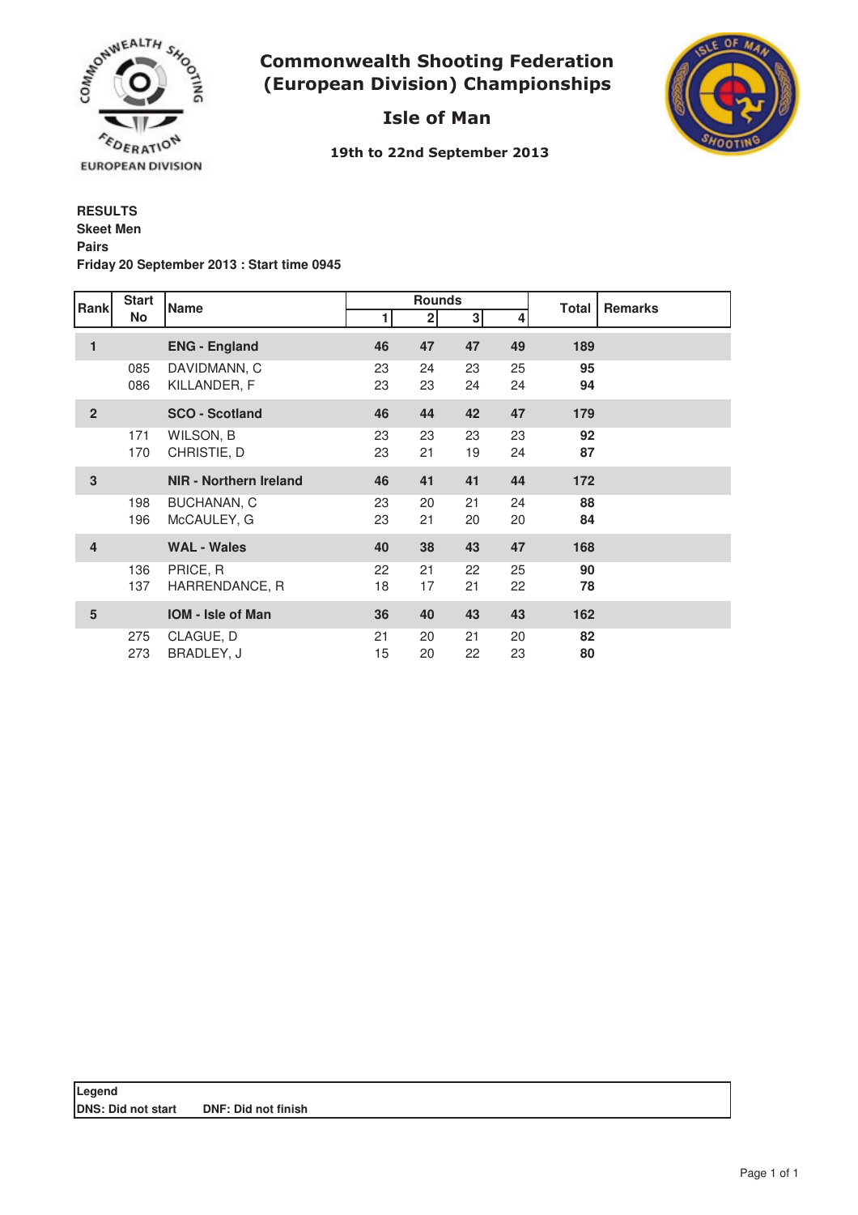# Commonwealth Shooting Federation (European Division) Championships

## Isle of Man

19th to 22nd September 2013

**RESULTS**
**Skeet Men**
**Pairs**
**Friday 20 September 2013 : Start time 0945**

| Rank | Start No | Name | Rounds 1 | 2 | 3 | 4 | Total | Remarks |
|---|---|---|---|---|---|---|---|---|
| **1** | | **ENG - England** | **46** | **47** | **47** | **49** | **189** | |
| | 085 | DAVIDMANN, C | 23 | 24 | 23 | 25 | **95** | |
| | 086 | KILLANDER, F | 23 | 23 | 24 | 24 | **94** | |
| **2** | | **SCO - Scotland** | **46** | **44** | **42** | **47** | **179** | |
| | 171 | WILSON, B | 23 | 23 | 23 | 23 | **92** | |
| | 170 | CHRISTIE, D | 23 | 21 | 19 | 24 | **87** | |
| **3** | | **NIR - Northern Ireland** | **46** | **41** | **41** | **44** | **172** | |
| | 198 | BUCHANAN, C | 23 | 20 | 21 | 24 | **88** | |
| | 196 | McCAULEY, G | 23 | 21 | 20 | 20 | **84** | |
| **4** | | **WAL - Wales** | **40** | **38** | **43** | **47** | **168** | |
| | 136 | PRICE, R | 22 | 21 | 22 | 25 | **90** | |
| | 137 | HARRENDANCE, R | 18 | 17 | 21 | 22 | **78** | |
| **5** | | **IOM - Isle of Man** | **36** | **40** | **43** | **43** | **162** | |
| | 275 | CLAGUE, D | 21 | 20 | 21 | 20 | **82** | |
| | 273 | BRADLEY, J | 15 | 20 | 22 | 23 | **80** | |

**Legend**
**DNS: Did not start** **DNF: Did not finish**